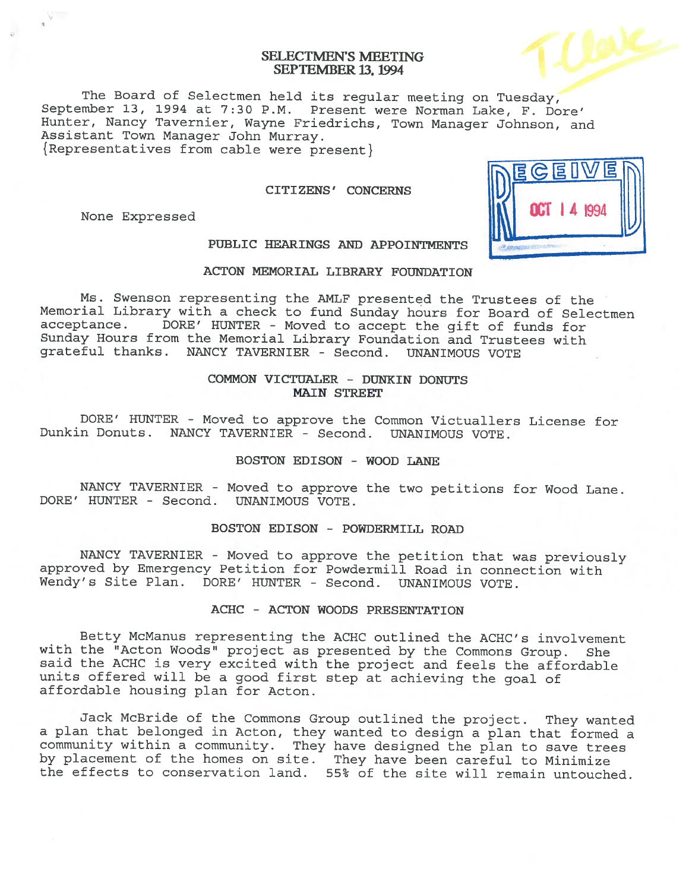# SELECTMEN'S MEETING
## SEPTEMBER 13, 1994

The Board of Selectmen held its regular meeting on Tuesday, September 13, 1994 at 7:30 P.M. Present were Norman Lake, F. Dore' Hunter, Nancy Tavernier, Wayne Friedrichs, Town Manager Johnson, and Assistant Town Manager John Murray.
{Representatives from cable were present}

### CITIZENS' CONCERNS

None Expressed

### PUBLIC HEARINGS AND APPOINTMENTS

### ACTON MEMORIAL LIBRARY FOUNDATION

Ms. Swenson representing the AMLF presented the Trustees of the Memorial Library with a check to fund Sunday hours for Board of Selectmen acceptance. DORE' HUNTER - Moved to accept the gift of funds for Sunday Hours from the Memorial Library Foundation and Trustees with grateful thanks. NANCY TAVERNIER - Second. UNANIMOUS VOTE

### COMMON VICTUALER - DUNKIN DONUTS MAIN STREET

DORE' HUNTER - Moved to approve the Common Victuallers License for Dunkin Donuts. NANCY TAVERNIER - Second. UNANIMOUS VOTE.

### BOSTON EDISON - WOOD LANE

NANCY TAVERNIER - Moved to approve the two petitions for Wood Lane. DORE' HUNTER - Second. UNANIMOUS VOTE.

### BOSTON EDISON - POWDERMILL ROAD

NANCY TAVERNIER - Moved to approve the petition that was previously approved by Emergency Petition for Powdermill Road in connection with Wendy's Site Plan. DORE' HUNTER - Second. UNANIMOUS VOTE.

### ACHC - ACTON WOODS PRESENTATION

Betty McManus representing the ACHC outlined the ACHC's involvement with the "Acton Woods" project as presented by the Commons Group. She said the ACHC is very excited with the project and feels the affordable units offered will be a good first step at achieving the goal of affordable housing plan for Acton.

Jack McBride of the Commons Group outlined the project. They wanted a plan that belonged in Acton, they wanted to design a plan that formed a community within a community. They have designed the plan to save trees by placement of the homes on site. They have been careful to Minimize the effects to conservation land. 55% of the site will remain untouched.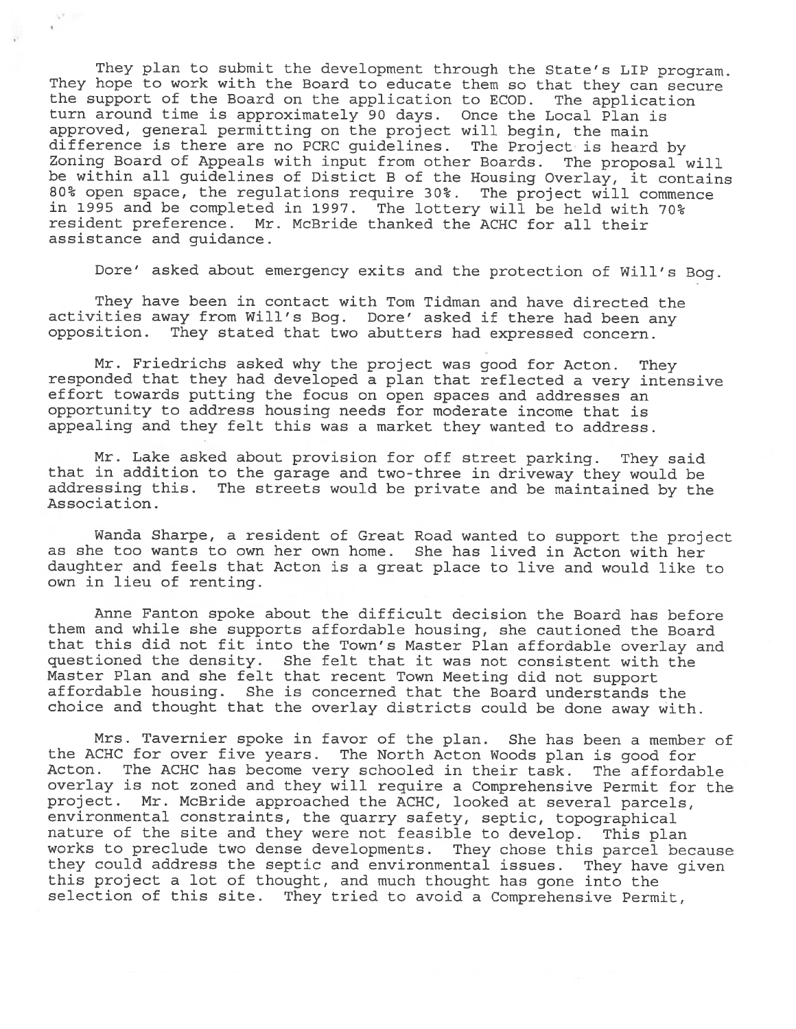They plan to submit the development through the State's LIP program. They hope to work with the Board to educate them so that they can secure the support of the Board on the application to ECOD. The application turn around time is approximately 90 days. Once the Local Plan is approved, general permitting on the project will begin, the main difference is there are no PCRC guidelines. The Project is heard by Zoning Board of Appeals with input from other Boards. The proposal will be within all guidelines of Distict B of the Housing Overlay, it contains 80% open space, the regulations require 30%. The project will commence in 1995 and be completed in 1997. The lottery will be held with 70% resident preference. Mr. McBride thanked the ACHC for all their assistance and guidance.

Dore' asked about emergency exits and the protection of Will's Bog.

They have been in contact with Tom Tidman and have directed the activities away from Will's Bog. Dore' asked if there had been any opposition. They stated that two abutters had expressed concern.

Mr. Friedrichs asked why the project was good for Acton. They responded that they had developed a plan that reflected a very intensive effort towards putting the focus on open spaces and addresses an opportunity to address housing needs for moderate income that is appealing and they felt this was a market they wanted to address.

Mr. Lake asked about provision for off street parking. They said that in addition to the garage and two-three in driveway they would be addressing this. The streets would be private and be maintained by the Association.

Wanda Sharpe, a resident of Great Road wanted to support the project as she too wants to own her own home. She has lived in Acton with her daughter and feels that Acton is a great place to live and would like to own in lieu of renting.

Anne Fanton spoke about the difficult decision the Board has before them and while she supports affordable housing, she cautioned the Board that this did not fit into the Town's Master Plan affordable overlay and questioned the density. She felt that it was not consistent with the Master Plan and she felt that recent Town Meeting did not support affordable housing. She is concerned that the Board understands the choice and thought that the overlay districts could be done away with.

Mrs. Tavernier spoke in favor of the plan. She has been a member of the ACHC for over five years. The North Acton Woods plan is good for Acton. The ACHC has become very schooled in their task. The affordable overlay is not zoned and they will require a Comprehensive Permit for the project. Mr. McBride approached the ACHC, looked at several parcels, environmental constraints, the quarry safety, septic, topographical nature of the site and they were not feasible to develop. This plan works to preclude two dense developments. They chose this parcel because they could address the septic and environmental issues. They have given this project a lot of thought, and much thought has gone into the selection of this site. They tried to avoid a Comprehensive Permit,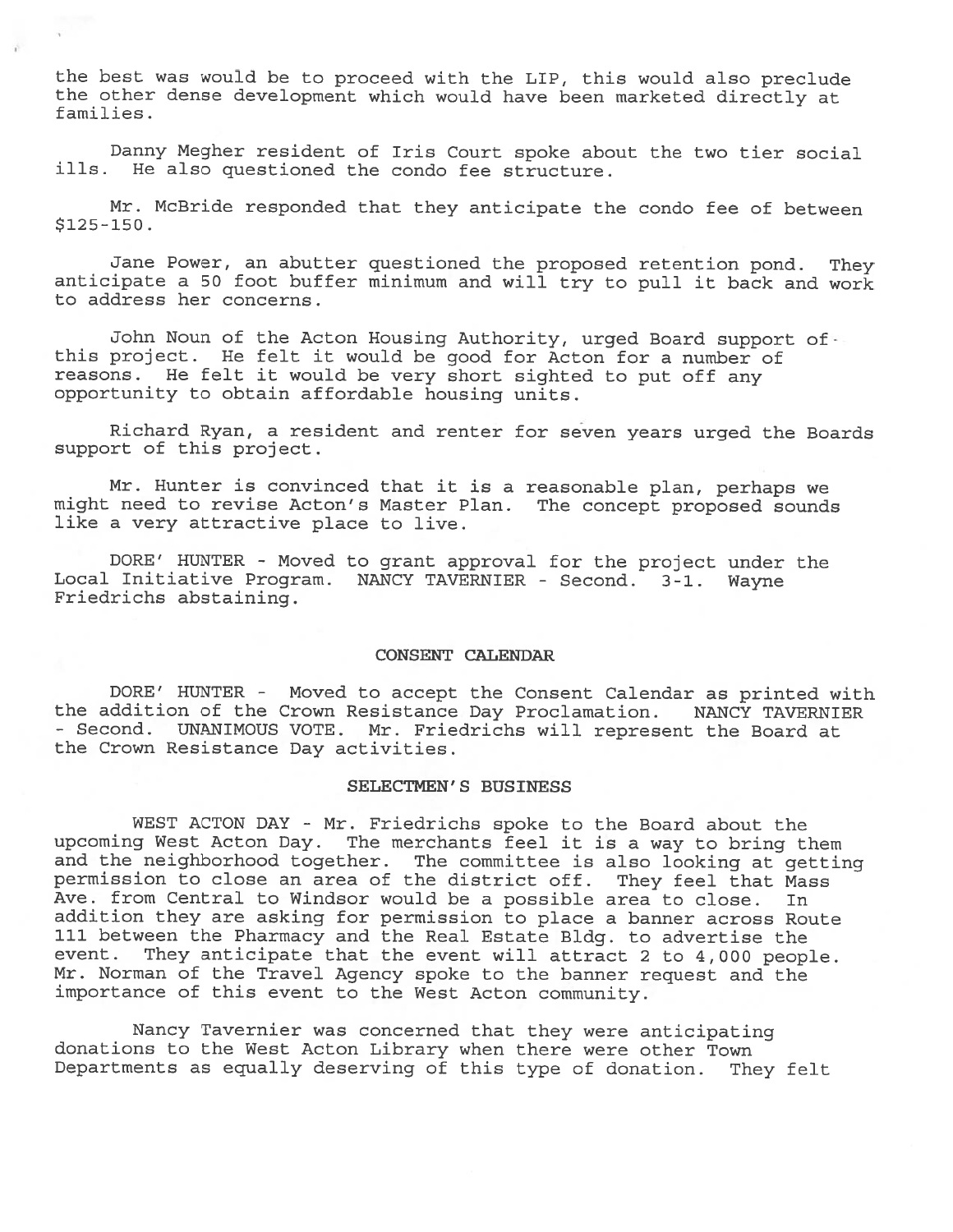the best was would be to proceed with the LIP, this would also preclude the other dense development which would have been marketed directly at families.

Danny Megher resident of Iris Court spoke about the two tier social ills. He also questioned the condo fee structure.

Mr. McBride responded that they anticipate the condo fee of between $125-150.

Jane Power, an abutter questioned the proposed retention pond. They anticipate a 50 foot buffer minimum and will try to pull it back and work to address her concerns.

John Noun of the Acton Housing Authority, urged Board support of this project. He felt it would be good for Acton for a number of reasons. He felt it would be very short sighted to put off any opportunity to obtain affordable housing units.

Richard Ryan, a resident and renter for seven years urged the Boards support of this project.

Mr. Hunter is convinced that it is a reasonable plan, perhaps we might need to revise Acton's Master Plan. The concept proposed sounds like a very attractive place to live.

DORE' HUNTER - Moved to grant approval for the project under the Local Initiative Program. NANCY TAVERNIER - Second. 3-1. Wayne Friedrichs abstaining.

## CONSENT CALENDAR

DORE' HUNTER - Moved to accept the Consent Calendar as printed with the addition of the Crown Resistance Day Proclamation. NANCY TAVERNIER - Second. UNANIMOUS VOTE. Mr. Friedrichs will represent the Board at the Crown Resistance Day activities.

## SELECTMEN'S BUSINESS

WEST ACTON DAY - Mr. Friedrichs spoke to the Board about the upcoming West Acton Day. The merchants feel it is a way to bring them and the neighborhood together. The committee is also looking at getting permission to close an area of the district off. They feel that Mass Ave. from Central to Windsor would be a possible area to close. In addition they are asking for permission to place a banner across Route 111 between the Pharmacy and the Real Estate Bldg. to advertise the event. They anticipate that the event will attract 2 to 4,000 people. Mr. Norman of the Travel Agency spoke to the banner request and the importance of this event to the West Acton community.

Nancy Tavernier was concerned that they were anticipating donations to the West Acton Library when there were other Town Departments as equally deserving of this type of donation. They felt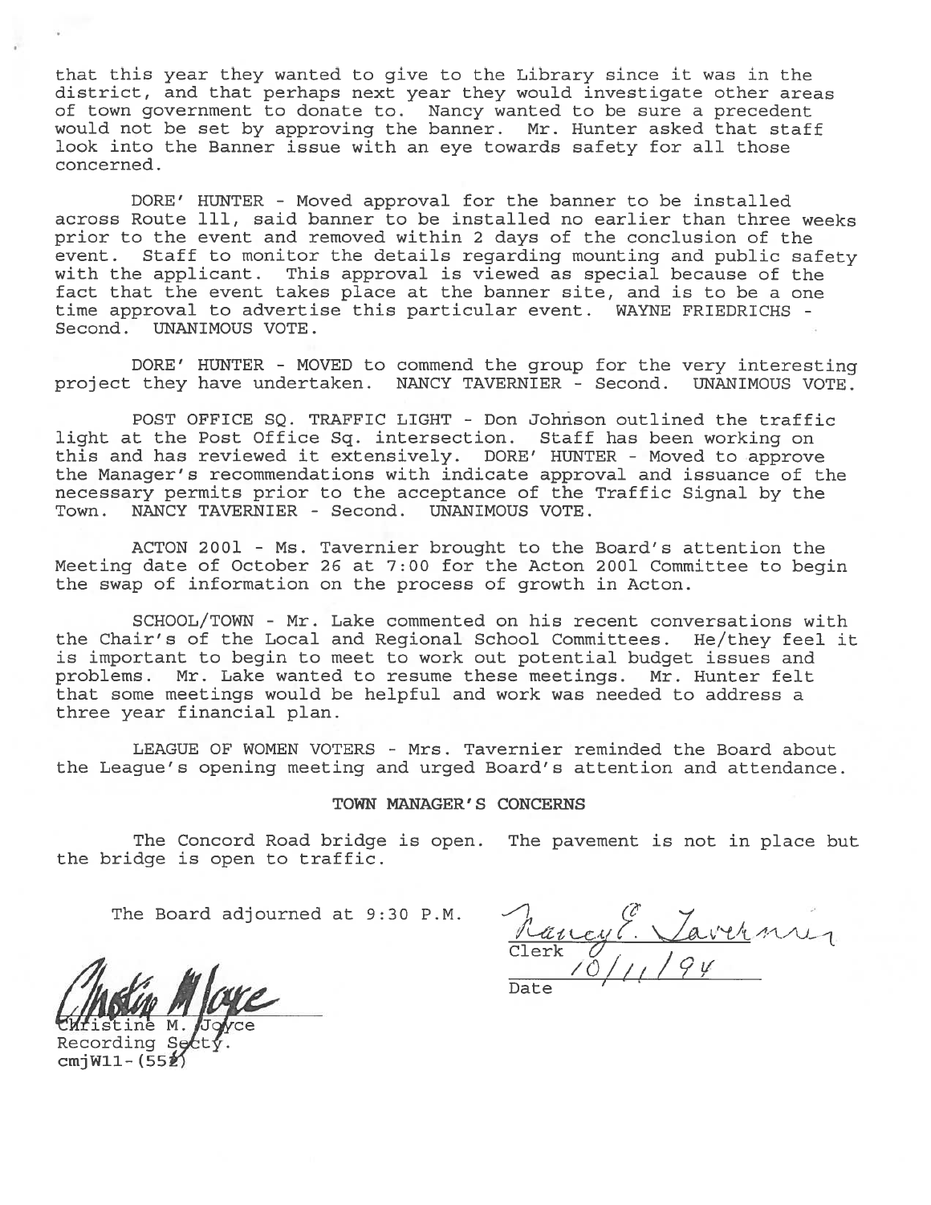that this year they wanted to give to the Library since it was in the district, and that perhaps next year they would investigate other areas of town government to donate to. Nancy wanted to be sure a precedent would not be set by approving the banner. Mr. Hunter asked that staff look into the Banner issue with an eye towards safety for all those concerned.

DORE' HUNTER - Moved approval for the banner to be installed across Route 111, said banner to be installed no earlier than three weeks prior to the event and removed within 2 days of the conclusion of the event. Staff to monitor the details regarding mounting and public safety with the applicant. This approval is viewed as special because of the fact that the event takes place at the banner site, and is to be a one time approval to advertise this particular event. WAYNE FRIEDRICHS - Second. UNANIMOUS VOTE.

DORE' HUNTER - MOVED to commend the group for the very interesting project they have undertaken. NANCY TAVERNIER - Second. UNANIMOUS VOTE.

POST OFFICE SQ. TRAFFIC LIGHT - Don Johnson outlined the traffic light at the Post Office Sq. intersection. Staff has been working on this and has reviewed it extensively. DORE' HUNTER - Moved to approve the Manager's recommendations with indicate approval and issuance of the necessary permits prior to the acceptance of the Traffic Signal by the Town. NANCY TAVERNIER - Second. UNANIMOUS VOTE.

ACTON 2001 - Ms. Tavernier brought to the Board's attention the Meeting date of October 26 at 7:00 for the Acton 2001 Committee to begin the swap of information on the process of growth in Acton.

SCHOOL/TOWN - Mr. Lake commented on his recent conversations with the Chair's of the Local and Regional School Committees. He/they feel it is important to begin to meet to work out potential budget issues and problems. Mr. Lake wanted to resume these meetings. Mr. Hunter felt that some meetings would be helpful and work was needed to address a three year financial plan.

LEAGUE OF WOMEN VOTERS - Mrs. Tavernier reminded the Board about the League's opening meeting and urged Board's attention and attendance.

## TOWN MANAGER'S CONCERNS

The Concord Road bridge is open. The pavement is not in place but the bridge is open to traffic.

The Board adjourned at 9:30 P.M.

Nancy E. Tavernier
Clerk

10/11/94
Date

Christine M. Joyce
Recording Secty.
cmjW11-(552)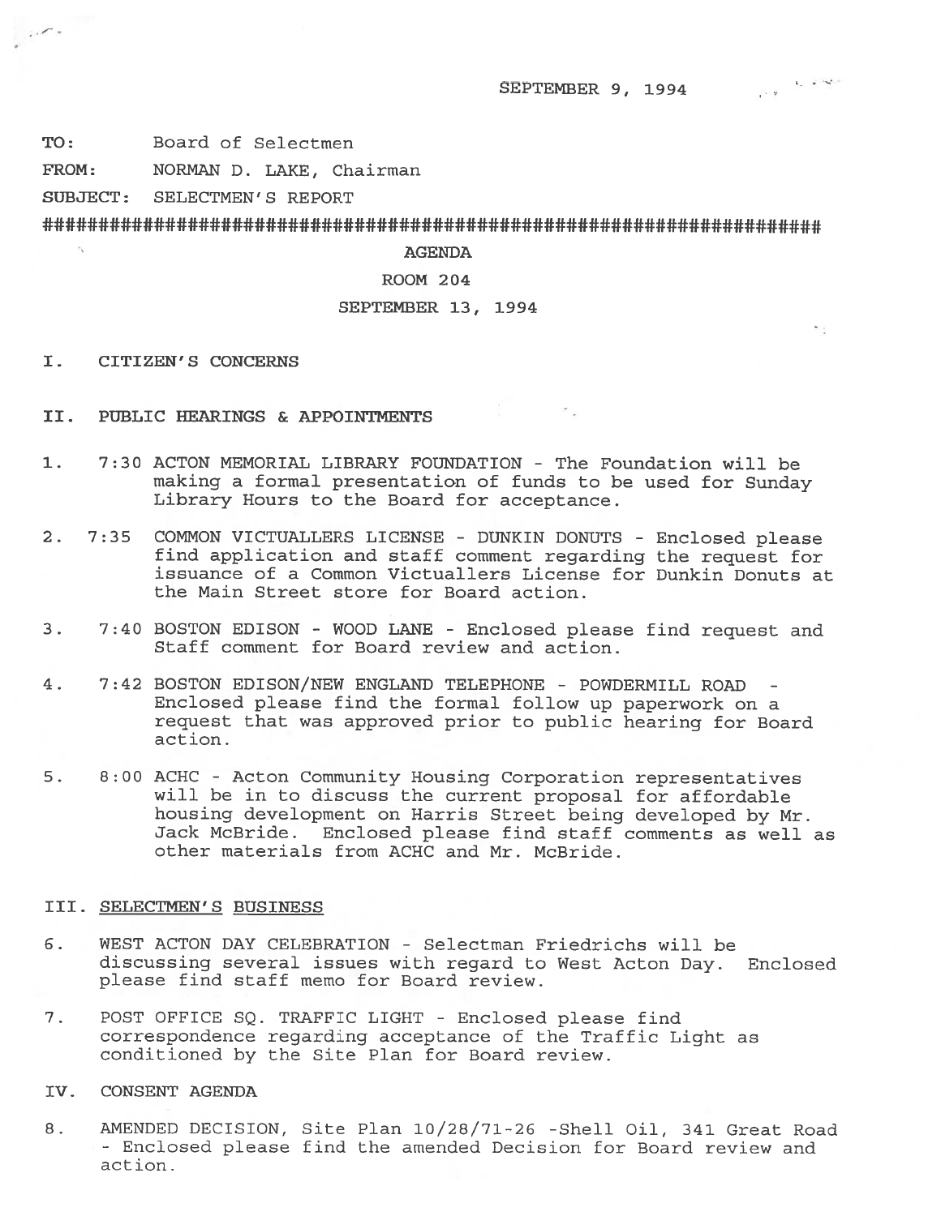SEPTEMBER 9, 1994

**TO:** Board of Selectmen

**FROM:** NORMAN D. LAKE, Chairman

**SUBJECT:** SELECTMEN'S REPORT

##########################################################################

AGENDA

ROOM 204

SEPTEMBER 13, 1994

## I. CITIZEN'S CONCERNS

## II. PUBLIC HEARINGS & APPOINTMENTS

1. 7:30 ACTON MEMORIAL LIBRARY FOUNDATION - The Foundation will be making a formal presentation of funds to be used for Sunday Library Hours to the Board for acceptance.

2. 7:35 COMMON VICTUALLERS LICENSE - DUNKIN DONUTS - Enclosed please find application and staff comment regarding the request for issuance of a Common Victuallers License for Dunkin Donuts at the Main Street store for Board action.

3. 7:40 BOSTON EDISON - WOOD LANE - Enclosed please find request and Staff comment for Board review and action.

4. 7:42 BOSTON EDISON/NEW ENGLAND TELEPHONE - POWDERMILL ROAD - Enclosed please find the formal follow up paperwork on a request that was approved prior to public hearing for Board action.

5. 8:00 ACHC - Acton Community Housing Corporation representatives will be in to discuss the current proposal for affordable housing development on Harris Street being developed by Mr. Jack McBride. Enclosed please find staff comments as well as other materials from ACHC and Mr. McBride.

## III. SELECTMEN'S BUSINESS

6. WEST ACTON DAY CELEBRATION - Selectman Friedrichs will be discussing several issues with regard to West Acton Day. Enclosed please find staff memo for Board review.

7. POST OFFICE SQ. TRAFFIC LIGHT - Enclosed please find correspondence regarding acceptance of the Traffic Light as conditioned by the Site Plan for Board review.

## IV. CONSENT AGENDA

8. AMENDED DECISION, Site Plan 10/28/71-26 -Shell Oil, 341 Great Road - Enclosed please find the amended Decision for Board review and action.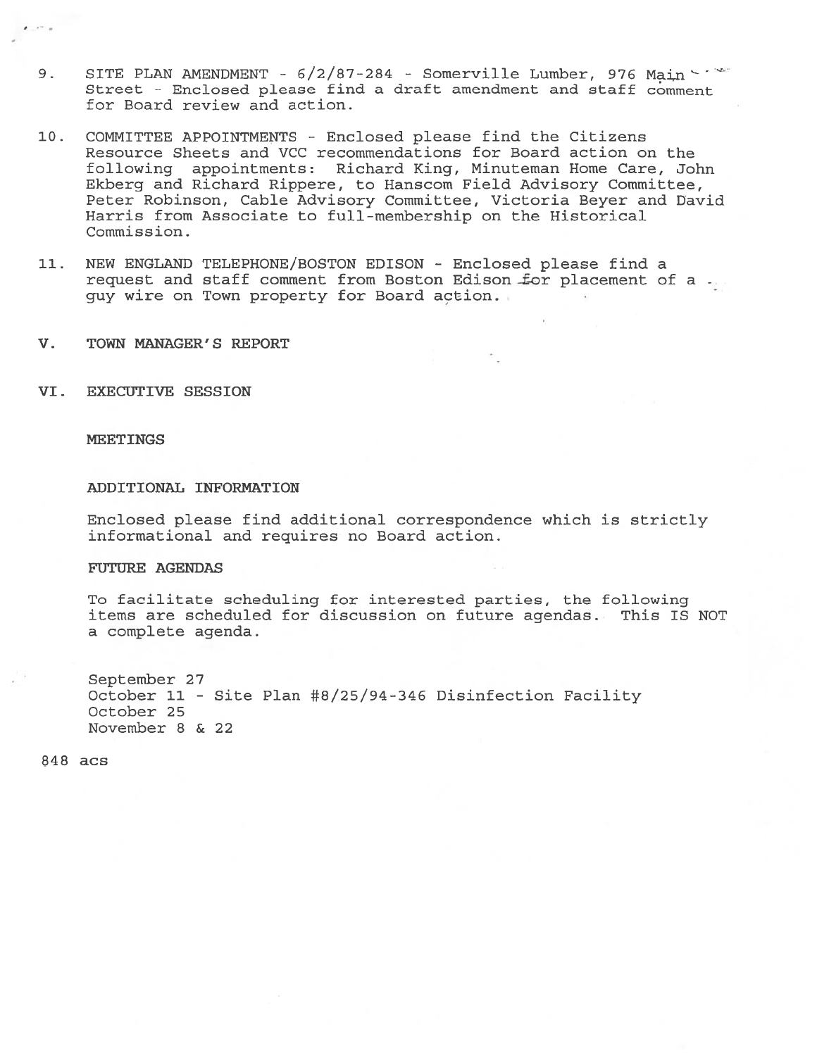9. SITE PLAN AMENDMENT - 6/2/87-284 - Somerville Lumber, 976 Main Street - Enclosed please find a draft amendment and staff comment for Board review and action.

10. COMMITTEE APPOINTMENTS - Enclosed please find the Citizens Resource Sheets and VCC recommendations for Board action on the following appointments: Richard King, Minuteman Home Care, John Ekberg and Richard Rippere, to Hanscom Field Advisory Committee, Peter Robinson, Cable Advisory Committee, Victoria Beyer and David Harris from Associate to full-membership on the Historical Commission.

11. NEW ENGLAND TELEPHONE/BOSTON EDISON - Enclosed please find a request and staff comment from Boston Edison for placement of a guy wire on Town property for Board action.

## V. TOWN MANAGER'S REPORT

## VI. EXECUTIVE SESSION

### MEETINGS

### ADDITIONAL INFORMATION

Enclosed please find additional correspondence which is strictly informational and requires no Board action.

### FUTURE AGENDAS

To facilitate scheduling for interested parties, the following items are scheduled for discussion on future agendas. This IS NOT a complete agenda.

September 27
October 11 - Site Plan #8/25/94-346 Disinfection Facility
October 25
November 8 & 22

848 acs